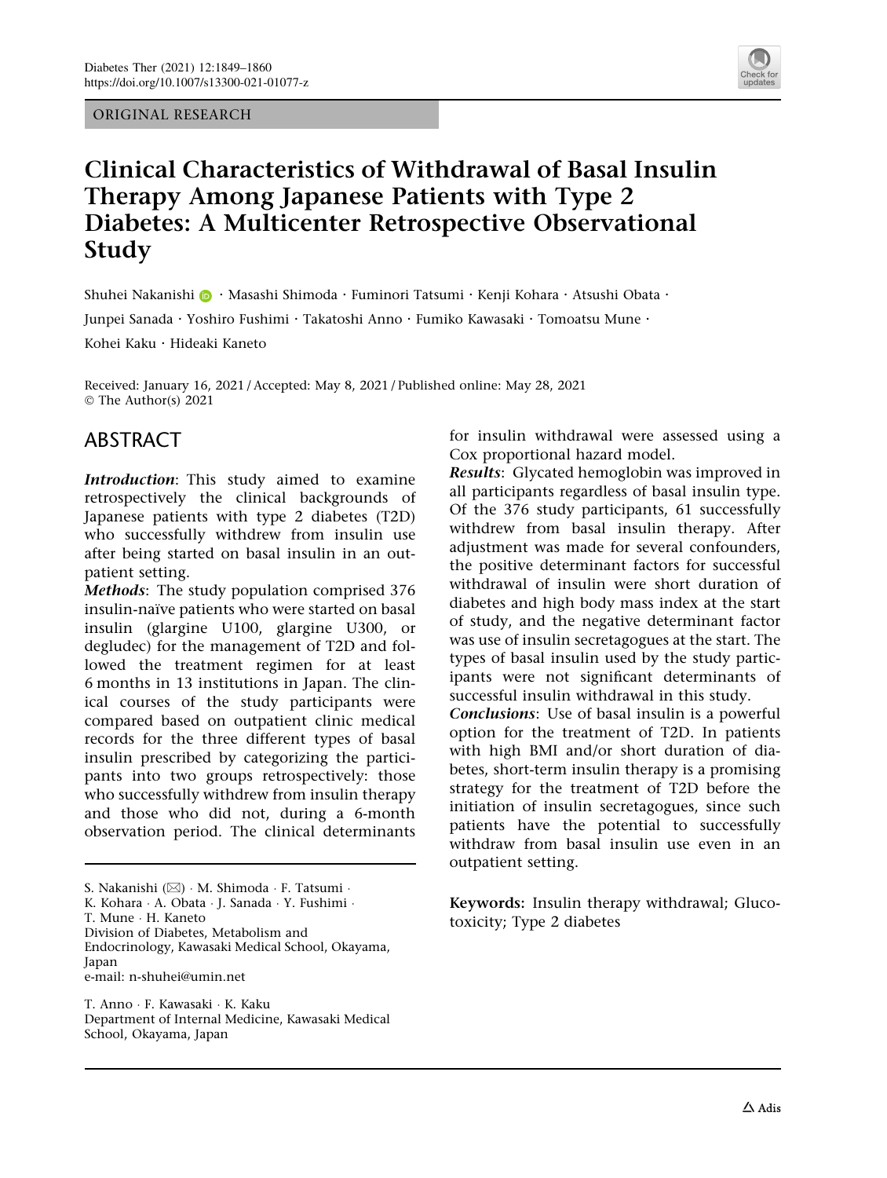ORIGINAL RESEARCH

# Clinical Characteristics of Withdrawal of Basal Insulin Therapy Among Japanese Patients with Type 2 Diabetes: A Multicenter Retrospective Observational Study

Shuhei Nakanishi · Masashi Shimoda · Fuminori Tatsumi · Kenji Kohara · Atsushi Obata · Junpei Sanada · Yoshiro Fushimi · Takatoshi Anno · Fumiko Kawasaki · Tomoatsu Mune · Kohei Kaku · Hideaki Kaneto

Received: January 16, 2021 / Accepted: May 8, 2021 / Published online: May 28, 2021
© The Author(s) 2021

## ABSTRACT

***Introduction***: This study aimed to examine retrospectively the clinical backgrounds of Japanese patients with type 2 diabetes (T2D) who successfully withdrew from insulin use after being started on basal insulin in an outpatient setting.

***Methods***: The study population comprised 376 insulin-naïve patients who were started on basal insulin (glargine U100, glargine U300, or degludec) for the management of T2D and followed the treatment regimen for at least 6 months in 13 institutions in Japan. The clinical courses of the study participants were compared based on outpatient clinic medical records for the three different types of basal insulin prescribed by categorizing the participants into two groups retrospectively: those who successfully withdrew from insulin therapy and those who did not, during a 6-month observation period. The clinical determinants for insulin withdrawal were assessed using a Cox proportional hazard model.

***Results***: Glycated hemoglobin was improved in all participants regardless of basal insulin type. Of the 376 study participants, 61 successfully withdrew from basal insulin therapy. After adjustment was made for several confounders, the positive determinant factors for successful withdrawal of insulin were short duration of diabetes and high body mass index at the start of study, and the negative determinant factor was use of insulin secretagogues at the start. The types of basal insulin used by the study participants were not significant determinants of successful insulin withdrawal in this study.

***Conclusions***: Use of basal insulin is a powerful option for the treatment of T2D. In patients with high BMI and/or short duration of diabetes, short-term insulin therapy is a promising strategy for the treatment of T2D before the initiation of insulin secretagogues, since such patients have the potential to successfully withdraw from basal insulin use even in an outpatient setting.

**Keywords:** Insulin therapy withdrawal; Glucotoxicity; Type 2 diabetes

---

S. Nakanishi (✉) · M. Shimoda · F. Tatsumi · K. Kohara · A. Obata · J. Sanada · Y. Fushimi · T. Mune · H. Kaneto
Division of Diabetes, Metabolism and Endocrinology, Kawasaki Medical School, Okayama, Japan
e-mail: n-shuhei@umin.net

T. Anno · F. Kawasaki · K. Kaku
Department of Internal Medicine, Kawasaki Medical School, Okayama, Japan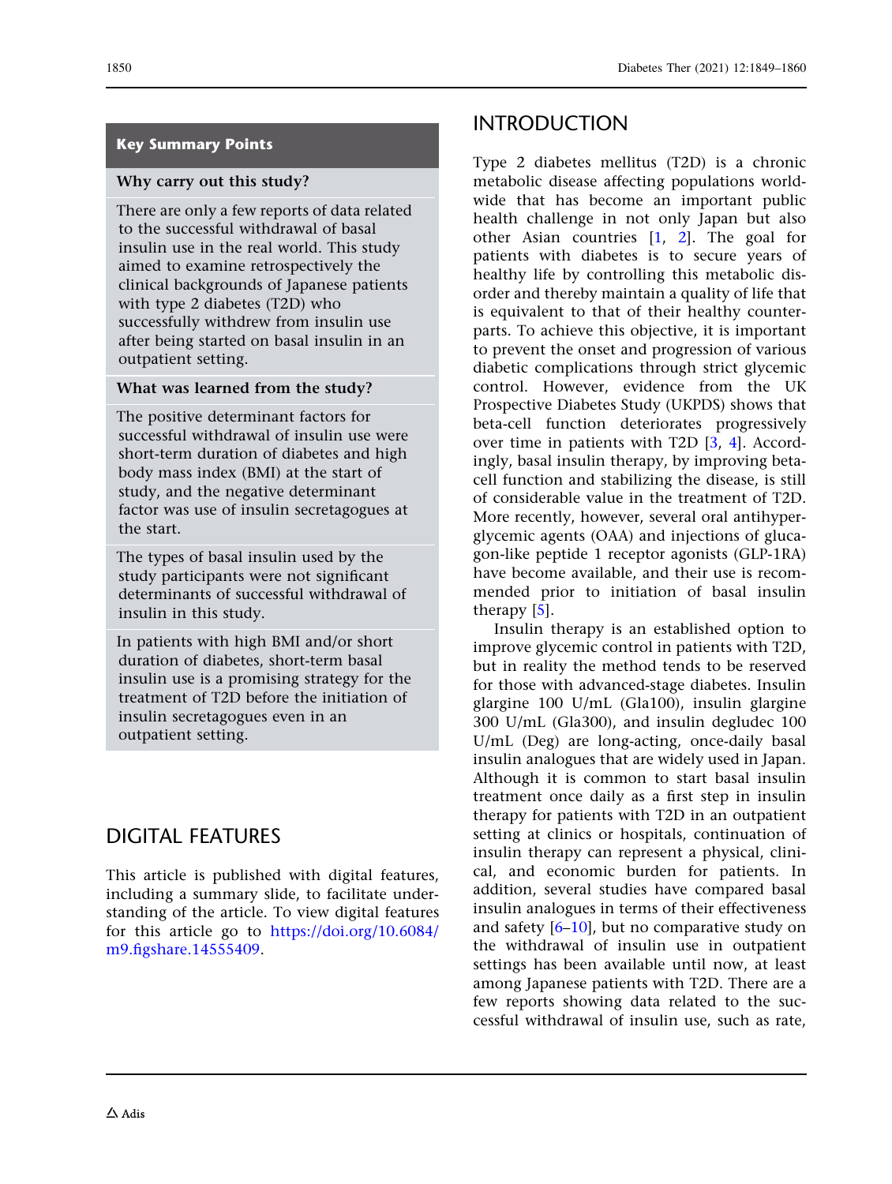## Key Summary Points

**Why carry out this study?**

There are only a few reports of data related to the successful withdrawal of basal insulin use in the real world. This study aimed to examine retrospectively the clinical backgrounds of Japanese patients with type 2 diabetes (T2D) who successfully withdrew from insulin use after being started on basal insulin in an outpatient setting.

**What was learned from the study?**

The positive determinant factors for successful withdrawal of insulin use were short-term duration of diabetes and high body mass index (BMI) at the start of study, and the negative determinant factor was use of insulin secretagogues at the start.

The types of basal insulin used by the study participants were not significant determinants of successful withdrawal of insulin in this study.

In patients with high BMI and/or short duration of diabetes, short-term basal insulin use is a promising strategy for the treatment of T2D before the initiation of insulin secretagogues even in an outpatient setting.

## DIGITAL FEATURES

This article is published with digital features, including a summary slide, to facilitate understanding of the article. To view digital features for this article go to https://doi.org/10.6084/m9.figshare.14555409.

## INTRODUCTION

Type 2 diabetes mellitus (T2D) is a chronic metabolic disease affecting populations worldwide that has become an important public health challenge in not only Japan but also other Asian countries [1, 2]. The goal for patients with diabetes is to secure years of healthy life by controlling this metabolic disorder and thereby maintain a quality of life that is equivalent to that of their healthy counterparts. To achieve this objective, it is important to prevent the onset and progression of various diabetic complications through strict glycemic control. However, evidence from the UK Prospective Diabetes Study (UKPDS) shows that beta-cell function deteriorates progressively over time in patients with T2D [3, 4]. Accordingly, basal insulin therapy, by improving beta-cell function and stabilizing the disease, is still of considerable value in the treatment of T2D. More recently, however, several oral antihyperglycemic agents (OAA) and injections of glucagon-like peptide 1 receptor agonists (GLP-1RA) have become available, and their use is recommended prior to initiation of basal insulin therapy [5].

Insulin therapy is an established option to improve glycemic control in patients with T2D, but in reality the method tends to be reserved for those with advanced-stage diabetes. Insulin glargine 100 U/mL (Gla100), insulin glargine 300 U/mL (Gla300), and insulin degludec 100 U/mL (Deg) are long-acting, once-daily basal insulin analogues that are widely used in Japan. Although it is common to start basal insulin treatment once daily as a first step in insulin therapy for patients with T2D in an outpatient setting at clinics or hospitals, continuation of insulin therapy can represent a physical, clinical, and economic burden for patients. In addition, several studies have compared basal insulin analogues in terms of their effectiveness and safety [6–10], but no comparative study on the withdrawal of insulin use in outpatient settings has been available until now, at least among Japanese patients with T2D. There are a few reports showing data related to the successful withdrawal of insulin use, such as rate,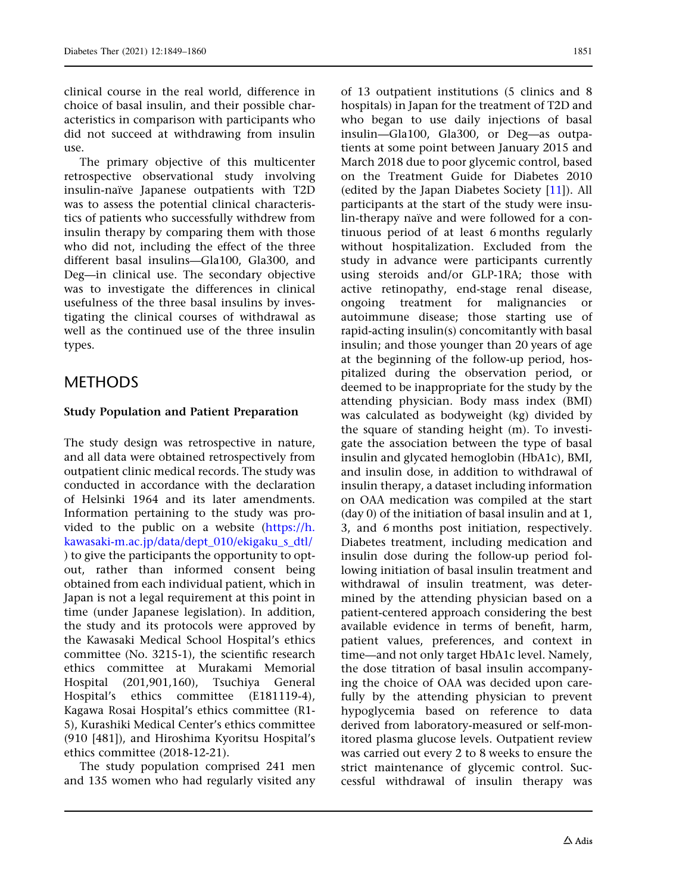clinical course in the real world, difference in choice of basal insulin, and their possible characteristics in comparison with participants who did not succeed at withdrawing from insulin use.

The primary objective of this multicenter retrospective observational study involving insulin-naïve Japanese outpatients with T2D was to assess the potential clinical characteristics of patients who successfully withdrew from insulin therapy by comparing them with those who did not, including the effect of the three different basal insulins—Gla100, Gla300, and Deg—in clinical use. The secondary objective was to investigate the differences in clinical usefulness of the three basal insulins by investigating the clinical courses of withdrawal as well as the continued use of the three insulin types.

## METHODS

### Study Population and Patient Preparation

The study design was retrospective in nature, and all data were obtained retrospectively from outpatient clinic medical records. The study was conducted in accordance with the declaration of Helsinki 1964 and its later amendments. Information pertaining to the study was provided to the public on a website (https://h.kawasaki-m.ac.jp/data/dept_010/ekigaku_s_dtl/) to give the participants the opportunity to opt-out, rather than informed consent being obtained from each individual patient, which in Japan is not a legal requirement at this point in time (under Japanese legislation). In addition, the study and its protocols were approved by the Kawasaki Medical School Hospital's ethics committee (No. 3215-1), the scientific research ethics committee at Murakami Memorial Hospital (201,901,160), Tsuchiya General Hospital's ethics committee (E181119-4), Kagawa Rosai Hospital's ethics committee (R1-5), Kurashiki Medical Center's ethics committee (910 [481]), and Hiroshima Kyoritsu Hospital's ethics committee (2018-12-21).

The study population comprised 241 men and 135 women who had regularly visited any of 13 outpatient institutions (5 clinics and 8 hospitals) in Japan for the treatment of T2D and who began to use daily injections of basal insulin—Gla100, Gla300, or Deg—as outpatients at some point between January 2015 and March 2018 due to poor glycemic control, based on the Treatment Guide for Diabetes 2010 (edited by the Japan Diabetes Society [11]). All participants at the start of the study were insulin-therapy naïve and were followed for a continuous period of at least 6 months regularly without hospitalization. Excluded from the study in advance were participants currently using steroids and/or GLP-1RA; those with active retinopathy, end-stage renal disease, ongoing treatment for malignancies or autoimmune disease; those starting use of rapid-acting insulin(s) concomitantly with basal insulin; and those younger than 20 years of age at the beginning of the follow-up period, hospitalized during the observation period, or deemed to be inappropriate for the study by the attending physician. Body mass index (BMI) was calculated as bodyweight (kg) divided by the square of standing height (m). To investigate the association between the type of basal insulin and glycated hemoglobin (HbA1c), BMI, and insulin dose, in addition to withdrawal of insulin therapy, a dataset including information on OAA medication was compiled at the start (day 0) of the initiation of basal insulin and at 1, 3, and 6 months post initiation, respectively. Diabetes treatment, including medication and insulin dose during the follow-up period following initiation of basal insulin treatment and withdrawal of insulin treatment, was determined by the attending physician based on a patient-centered approach considering the best available evidence in terms of benefit, harm, patient values, preferences, and context in time—and not only target HbA1c level. Namely, the dose titration of basal insulin accompanying the choice of OAA was decided upon carefully by the attending physician to prevent hypoglycemia based on reference to data derived from laboratory-measured or self-monitored plasma glucose levels. Outpatient review was carried out every 2 to 8 weeks to ensure the strict maintenance of glycemic control. Successful withdrawal of insulin therapy was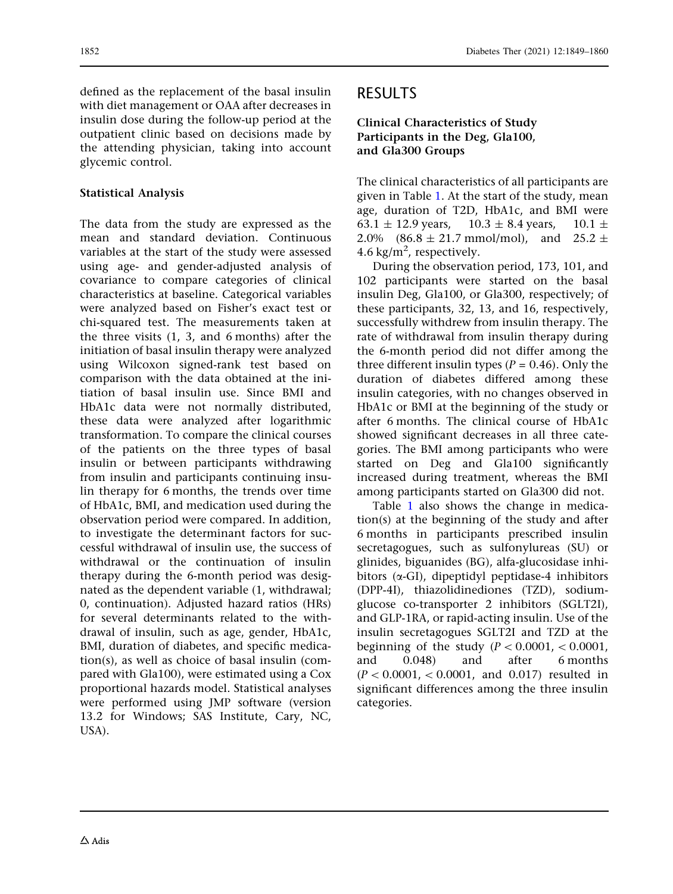defined as the replacement of the basal insulin with diet management or OAA after decreases in insulin dose during the follow-up period at the outpatient clinic based on decisions made by the attending physician, taking into account glycemic control.

### Statistical Analysis

The data from the study are expressed as the mean and standard deviation. Continuous variables at the start of the study were assessed using age- and gender-adjusted analysis of covariance to compare categories of clinical characteristics at baseline. Categorical variables were analyzed based on Fisher's exact test or chi-squared test. The measurements taken at the three visits (1, 3, and 6 months) after the initiation of basal insulin therapy were analyzed using Wilcoxon signed-rank test based on comparison with the data obtained at the initiation of basal insulin use. Since BMI and HbA1c data were not normally distributed, these data were analyzed after logarithmic transformation. To compare the clinical courses of the patients on the three types of basal insulin or between participants withdrawing from insulin and participants continuing insulin therapy for 6 months, the trends over time of HbA1c, BMI, and medication used during the observation period were compared. In addition, to investigate the determinant factors for successful withdrawal of insulin use, the success of withdrawal or the continuation of insulin therapy during the 6-month period was designated as the dependent variable (1, withdrawal; 0, continuation). Adjusted hazard ratios (HRs) for several determinants related to the withdrawal of insulin, such as age, gender, HbA1c, BMI, duration of diabetes, and specific medication(s), as well as choice of basal insulin (compared with Gla100), were estimated using a Cox proportional hazards model. Statistical analyses were performed using JMP software (version 13.2 for Windows; SAS Institute, Cary, NC, USA).

## RESULTS

### Clinical Characteristics of Study Participants in the Deg, Gla100, and Gla300 Groups

The clinical characteristics of all participants are given in Table 1. At the start of the study, mean age, duration of T2D, HbA1c, and BMI were $63.1 \pm 12.9$ years, $10.3 \pm 8.4$ years, $10.1 \pm 2.0\%$ ($86.8 \pm 21.7$ mmol/mol), and $25.2 \pm 4.6$ kg/m$^2$, respectively.

During the observation period, 173, 101, and 102 participants were started on the basal insulin Deg, Gla100, or Gla300, respectively; of these participants, 32, 13, and 16, respectively, successfully withdrew from insulin therapy. The rate of withdrawal from insulin therapy during the 6-month period did not differ among the three different insulin types ($P = 0.46$). Only the duration of diabetes differed among these insulin categories, with no changes observed in HbA1c or BMI at the beginning of the study or after 6 months. The clinical course of HbA1c showed significant decreases in all three categories. The BMI among participants who were started on Deg and Gla100 significantly increased during treatment, whereas the BMI among participants started on Gla300 did not.

Table 1 also shows the change in medication(s) at the beginning of the study and after 6 months in participants prescribed insulin secretagogues, such as sulfonylureas (SU) or glinides, biguanides (BG), alfa-glucosidase inhibitors (α-GI), dipeptidyl peptidase-4 inhibitors (DPP-4I), thiazolidinediones (TZD), sodium-glucose co-transporter 2 inhibitors (SGLT2I), and GLP-1RA, or rapid-acting insulin. Use of the insulin secretagogues SGLT2I and TZD at the beginning of the study ($P < 0.0001$, $< 0.0001$, and 0.048) and after 6 months ($P < 0.0001$, $< 0.0001$, and 0.017) resulted in significant differences among the three insulin categories.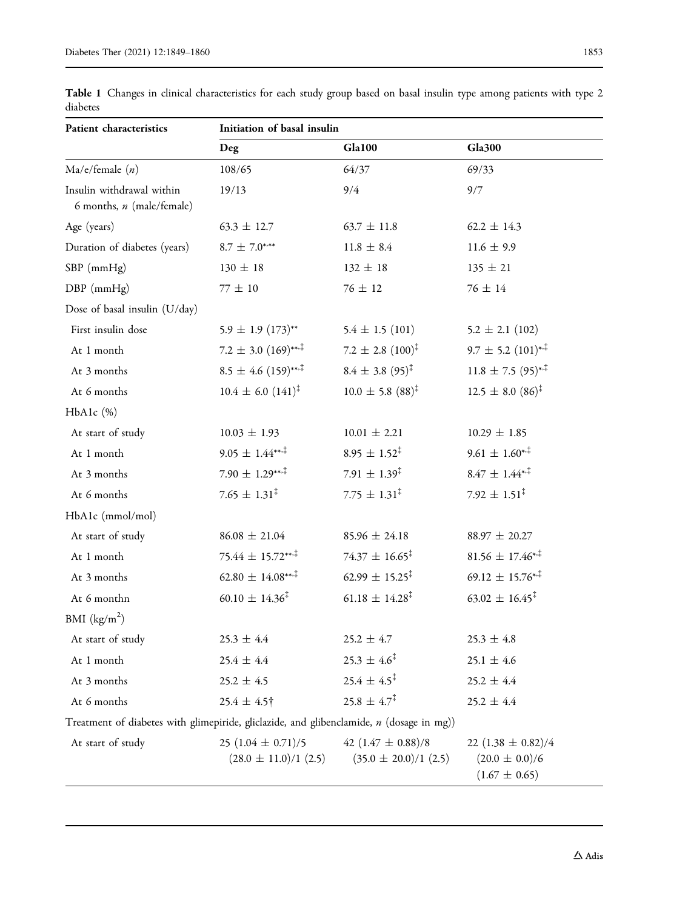**Table 1** Changes in clinical characteristics for each study group based on basal insulin type among patients with type 2 diabetes

| Patient characteristics | Initiation of basal insulin | | |
|---|---|---|---|
| | Deg | Gla100 | Gla300 |
| Ma/e/female ($n$) | 108/65 | 64/37 | 69/33 |
| Insulin withdrawal within 6 months, $n$ (male/female) | 19/13 | 9/4 | 9/7 |
| Age (years) | 63.3 ± 12.7 | 63.7 ± 11.8 | 62.2 ± 14.3 |
| Duration of diabetes (years) | 8.7 ± 7.0$^{*,**}$ | 11.8 ± 8.4 | 11.6 ± 9.9 |
| SBP (mmHg) | 130 ± 18 | 132 ± 18 | 135 ± 21 |
| DBP (mmHg) | 77 ± 10 | 76 ± 12 | 76 ± 14 |
| Dose of basal insulin (U/day) | | | |
| First insulin dose | 5.9 ± 1.9 (173)$^{**}$ | 5.4 ± 1.5 (101) | 5.2 ± 2.1 (102) |
| At 1 month | 7.2 ± 3.0 (169)$^{**,‡}$ | 7.2 ± 2.8 (100)$^{‡}$ | 9.7 ± 5.2 (101)$^{*,‡}$ |
| At 3 months | 8.5 ± 4.6 (159)$^{**,‡}$ | 8.4 ± 3.8 (95)$^{‡}$ | 11.8 ± 7.5 (95)$^{*,‡}$ |
| At 6 months | 10.4 ± 6.0 (141)$^{‡}$ | 10.0 ± 5.8 (88)$^{‡}$ | 12.5 ± 8.0 (86)$^{‡}$ |
| HbA1c (%) | | | |
| At start of study | 10.03 ± 1.93 | 10.01 ± 2.21 | 10.29 ± 1.85 |
| At 1 month | 9.05 ± 1.44$^{**,‡}$ | 8.95 ± 1.52$^{‡}$ | 9.61 ± 1.60$^{*,‡}$ |
| At 3 months | 7.90 ± 1.29$^{**,‡}$ | 7.91 ± 1.39$^{‡}$ | 8.47 ± 1.44$^{*,‡}$ |
| At 6 months | 7.65 ± 1.31$^{‡}$ | 7.75 ± 1.31$^{‡}$ | 7.92 ± 1.51$^{‡}$ |
| HbA1c (mmol/mol) | | | |
| At start of study | 86.08 ± 21.04 | 85.96 ± 24.18 | 88.97 ± 20.27 |
| At 1 month | 75.44 ± 15.72$^{**,‡}$ | 74.37 ± 16.65$^{‡}$ | 81.56 ± 17.46$^{*,‡}$ |
| At 3 months | 62.80 ± 14.08$^{**,‡}$ | 62.99 ± 15.25$^{‡}$ | 69.12 ± 15.76$^{*,‡}$ |
| At 6 monthn | 60.10 ± 14.36$^{‡}$ | 61.18 ± 14.28$^{‡}$ | 63.02 ± 16.45$^{‡}$ |
| BMI (kg/m$^2$) | | | |
| At start of study | 25.3 ± 4.4 | 25.2 ± 4.7 | 25.3 ± 4.8 |
| At 1 month | 25.4 ± 4.4 | 25.3 ± 4.6$^{‡}$ | 25.1 ± 4.6 |
| At 3 months | 25.2 ± 4.5 | 25.4 ± 4.5$^{‡}$ | 25.2 ± 4.4 |
| At 6 months | 25.4 ± 4.5† | 25.8 ± 4.7$^{‡}$ | 25.2 ± 4.4 |
| Treatment of diabetes with glimepiride, gliclazide, and glibenclamide, $n$ (dosage in mg)) | | | |
| At start of study | 25 (1.04 ± 0.71)/5 (28.0 ± 11.0)/1 (2.5) | 42 (1.47 ± 0.88)/8 (35.0 ± 20.0)/1 (2.5) | 22 (1.38 ± 0.82)/4 (20.0 ± 0.0)/6 (1.67 ± 0.65) |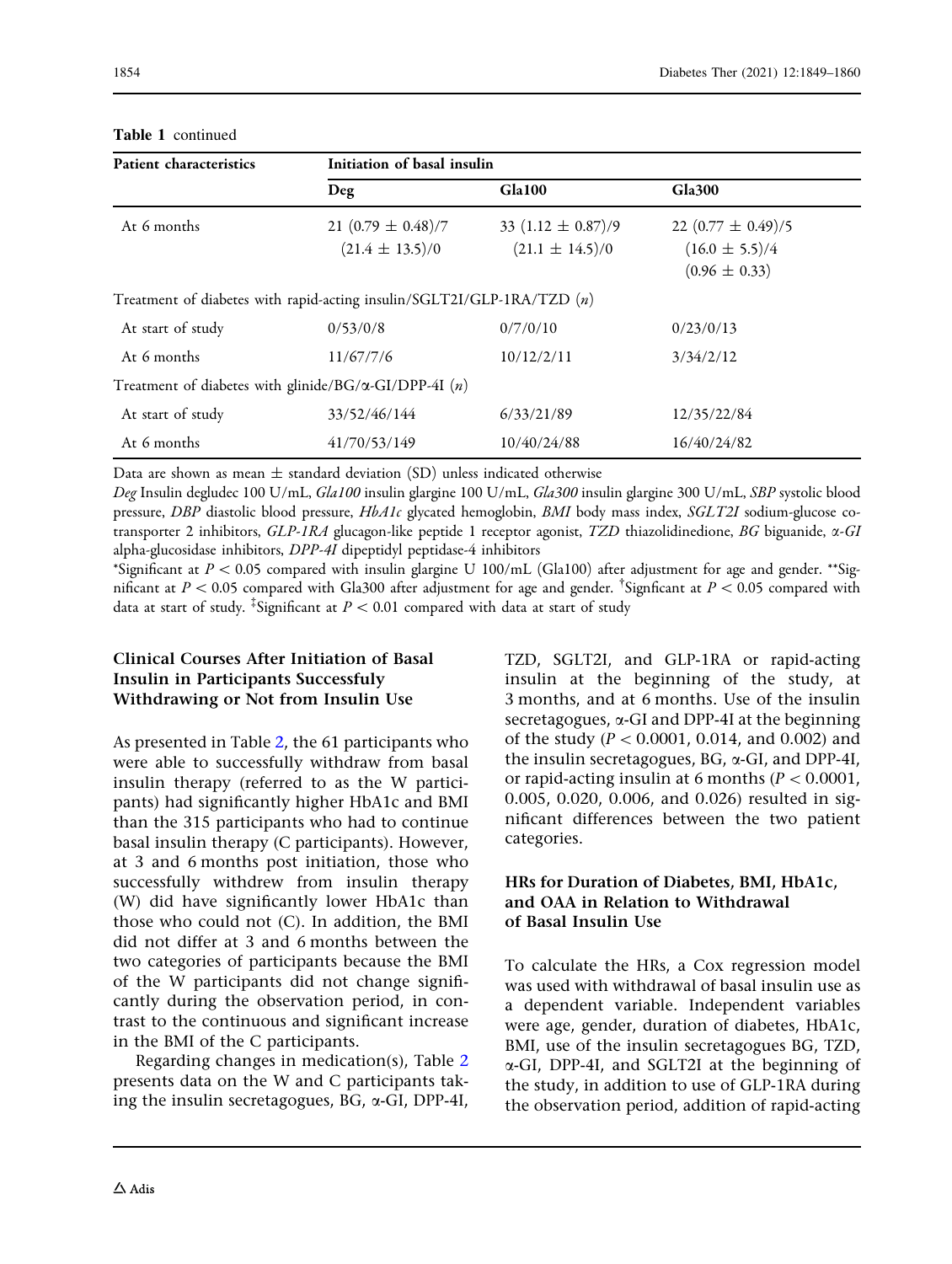**Table 1** continued

| Patient characteristics | Initiation of basal insulin | | |
|---|---|---|---|
| | Deg | Gla100 | Gla300 |
| At 6 months | 21 (0.79 ± 0.48)/7 (21.4 ± 13.5)/0 | 33 (1.12 ± 0.87)/9 (21.1 ± 14.5)/0 | 22 (0.77 ± 0.49)/5 (16.0 ± 5.5)/4 (0.96 ± 0.33) |
| Treatment of diabetes with rapid-acting insulin/SGLT2I/GLP-1RA/TZD (*n*) | | | |
| At start of study | 0/53/0/8 | 0/7/0/10 | 0/23/0/13 |
| At 6 months | 11/67/7/6 | 10/12/2/11 | 3/34/2/12 |
| Treatment of diabetes with glinide/BG/α-GI/DPP-4I (*n*) | | | |
| At start of study | 33/52/46/144 | 6/33/21/89 | 12/35/22/84 |
| At 6 months | 41/70/53/149 | 10/40/24/88 | 16/40/24/82 |

Data are shown as mean ± standard deviation (SD) unless indicated otherwise

*Deg* Insulin degludec 100 U/mL, *Gla100* insulin glargine 100 U/mL, *Gla300* insulin glargine 300 U/mL, *SBP* systolic blood pressure, *DBP* diastolic blood pressure, *HbA1c* glycated hemoglobin, *BMI* body mass index, *SGLT2I* sodium-glucose co-transporter 2 inhibitors, *GLP-1RA* glucagon-like peptide 1 receptor agonist, *TZD* thiazolidinedione, *BG* biguanide, *α-GI* alpha-glucosidase inhibitors, *DPP-4I* dipeptidyl peptidase-4 inhibitors

*Significant at $P < 0.05$ compared with insulin glargine U 100/mL (Gla100) after adjustment for age and gender. **Significant at $P < 0.05$ compared with Gla300 after adjustment for age and gender. †Signficant at $P < 0.05$ compared with data at start of study. ‡Significant at $P < 0.01$ compared with data at start of study

### Clinical Courses After Initiation of Basal Insulin in Participants Successfuly Withdrawing or Not from Insulin Use

As presented in Table 2, the 61 participants who were able to successfully withdraw from basal insulin therapy (referred to as the W participants) had significantly higher HbA1c and BMI than the 315 participants who had to continue basal insulin therapy (C participants). However, at 3 and 6 months post initiation, those who successfully withdrew from insulin therapy (W) did have significantly lower HbA1c than those who could not (C). In addition, the BMI did not differ at 3 and 6 months between the two categories of participants because the BMI of the W participants did not change significantly during the observation period, in contrast to the continuous and significant increase in the BMI of the C participants.

Regarding changes in medication(s), Table 2 presents data on the W and C participants taking the insulin secretagogues, BG, α-GI, DPP-4I, TZD, SGLT2I, and GLP-1RA or rapid-acting insulin at the beginning of the study, at 3 months, and at 6 months. Use of the insulin secretagogues, α-GI and DPP-4I at the beginning of the study ($P < 0.0001$, 0.014, and 0.002) and the insulin secretagogues, BG, α-GI, and DPP-4I, or rapid-acting insulin at 6 months ($P < 0.0001$, 0.005, 0.020, 0.006, and 0.026) resulted in significant differences between the two patient categories.

### HRs for Duration of Diabetes, BMI, HbA1c, and OAA in Relation to Withdrawal of Basal Insulin Use

To calculate the HRs, a Cox regression model was used with withdrawal of basal insulin use as a dependent variable. Independent variables were age, gender, duration of diabetes, HbA1c, BMI, use of the insulin secretagogues BG, TZD, α-GI, DPP-4I, and SGLT2I at the beginning of the study, in addition to use of GLP-1RA during the observation period, addition of rapid-acting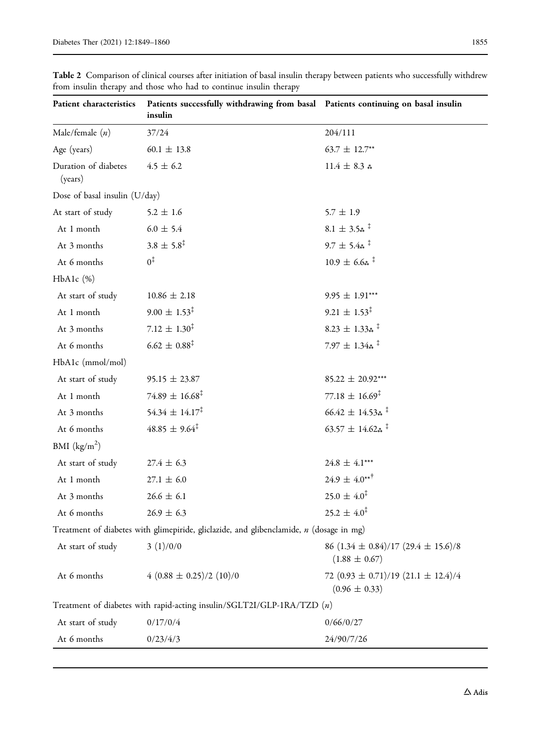**Table 2** Comparison of clinical courses after initiation of basal insulin therapy between patients who successfully withdrew from insulin therapy and those who had to continue insulin therapy

| Patient characteristics | Patients successfully withdrawing from basal insulin | Patients continuing on basal insulin |
|---|---|---|
| Male/female (*n*) | 37/24 | 204/111 |
| Age (years) | 60.1 ± 13.8 | 63.7 ± 12.7** |
| Duration of diabetes (years) | 4.5 ± 6.2 | 11.4 ± 8.3 ⁂ |
| Dose of basal insulin (U/day) | | |
| At start of study | 5.2 ± 1.6 | 5.7 ± 1.9 |
| At 1 month | 6.0 ± 5.4 | 8.1 ± 3.5⁂ ‡ |
| At 3 months | 3.8 ± 5.8‡ | 9.7 ± 5.4⁂ ‡ |
| At 6 months | 0‡ | 10.9 ± 6.6⁂ ‡ |
| HbA1c (%) | | |
| At start of study | 10.86 ± 2.18 | 9.95 ± 1.91*** |
| At 1 month | 9.00 ± 1.53‡ | 9.21 ± 1.53‡ |
| At 3 months | 7.12 ± 1.30‡ | 8.23 ± 1.33⁂ ‡ |
| At 6 months | 6.62 ± 0.88‡ | 7.97 ± 1.34⁂ ‡ |
| HbA1c (mmol/mol) | | |
| At start of study | 95.15 ± 23.87 | 85.22 ± 20.92*** |
| At 1 month | 74.89 ± 16.68‡ | 77.18 ± 16.69‡ |
| At 3 months | 54.34 ± 14.17‡ | 66.42 ± 14.53⁂ ‡ |
| At 6 months | 48.85 ± 9.64‡ | 63.57 ± 14.62⁂ ‡ |
| BMI ($kg/m^2$) | | |
| At start of study | 27.4 ± 6.3 | 24.8 ± 4.1*** |
| At 1 month | 27.1 ± 6.0 | 24.9 ± 4.0**† |
| At 3 months | 26.6 ± 6.1 | 25.0 ± 4.0‡ |
| At 6 months | 26.9 ± 6.3 | 25.2 ± 4.0‡ |
| Treatment of diabetes with glimepiride, gliclazide, and glibenclamide, *n* (dosage in mg) | | |
| At start of study | 3 (1)/0/0 | 86 (1.34 ± 0.84)/17 (29.4 ± 15.6)/8 (1.88 ± 0.67) |
| At 6 months | 4 (0.88 ± 0.25)/2 (10)/0 | 72 (0.93 ± 0.71)/19 (21.1 ± 12.4)/4 (0.96 ± 0.33) |
| Treatment of diabetes with rapid-acting insulin/SGLT2I/GLP-1RA/TZD (*n*) | | |
| At start of study | 0/17/0/4 | 0/66/0/27 |
| At 6 months | 0/23/4/3 | 24/90/7/26 |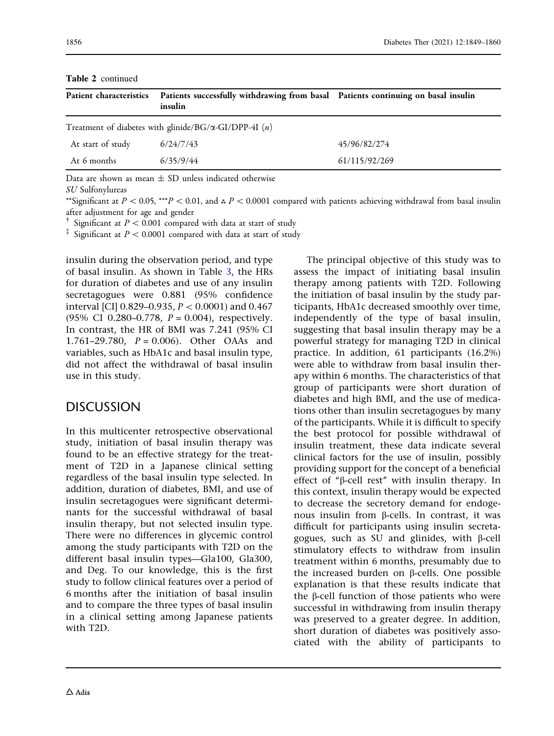**Table 2** continued

| Patient characteristics | Patients successfully withdrawing from basal insulin | Patients continuing on basal insulin |
|---|---|---|
| Treatment of diabetes with glinide/BG/α-GI/DPP-4I (*n*) | | |
| At start of study | 6/24/7/43 | 45/96/82/274 |
| At 6 months | 6/35/9/44 | 61/115/92/269 |

Data are shown as mean ± SD unless indicated otherwise

*SU* Sulfonylureas

**Significant at $P < 0.05$, ***$P < 0.01$, and ⁂ $P < 0.0001$ compared with patients achieving withdrawal from basal insulin after adjustment for age and gender

† Significant at $P < 0.001$ compared with data at start of study

‡ Significant at $P < 0.0001$ compared with data at start of study

insulin during the observation period, and type of basal insulin. As shown in Table 3, the HRs for duration of diabetes and use of any insulin secretagogues were 0.881 (95% confidence interval [CI] 0.829–0.935, $P < 0.0001$) and 0.467 (95% CI 0.280–0.778, $P = 0.004$), respectively. In contrast, the HR of BMI was 7.241 (95% CI 1.761–29.780, $P = 0.006$). Other OAAs and variables, such as HbA1c and basal insulin type, did not affect the withdrawal of basal insulin use in this study.

## DISCUSSION

In this multicenter retrospective observational study, initiation of basal insulin therapy was found to be an effective strategy for the treatment of T2D in a Japanese clinical setting regardless of the basal insulin type selected. In addition, duration of diabetes, BMI, and use of insulin secretagogues were significant determinants for the successful withdrawal of basal insulin therapy, but not selected insulin type. There were no differences in glycemic control among the study participants with T2D on the different basal insulin types—Gla100, Gla300, and Deg. To our knowledge, this is the first study to follow clinical features over a period of 6 months after the initiation of basal insulin and to compare the three types of basal insulin in a clinical setting among Japanese patients with T2D.

The principal objective of this study was to assess the impact of initiating basal insulin therapy among patients with T2D. Following the initiation of basal insulin by the study participants, HbA1c decreased smoothly over time, independently of the type of basal insulin, suggesting that basal insulin therapy may be a powerful strategy for managing T2D in clinical practice. In addition, 61 participants (16.2%) were able to withdraw from basal insulin therapy within 6 months. The characteristics of that group of participants were short duration of diabetes and high BMI, and the use of medications other than insulin secretagogues by many of the participants. While it is difficult to specify the best protocol for possible withdrawal of insulin treatment, these data indicate several clinical factors for the use of insulin, possibly providing support for the concept of a beneficial effect of "β-cell rest" with insulin therapy. In this context, insulin therapy would be expected to decrease the secretory demand for endogenous insulin from β-cells. In contrast, it was difficult for participants using insulin secretagogues, such as SU and glinides, with β-cell stimulatory effects to withdraw from insulin treatment within 6 months, presumably due to the increased burden on β-cells. One possible explanation is that these results indicate that the β-cell function of those patients who were successful in withdrawing from insulin therapy was preserved to a greater degree. In addition, short duration of diabetes was positively associated with the ability of participants to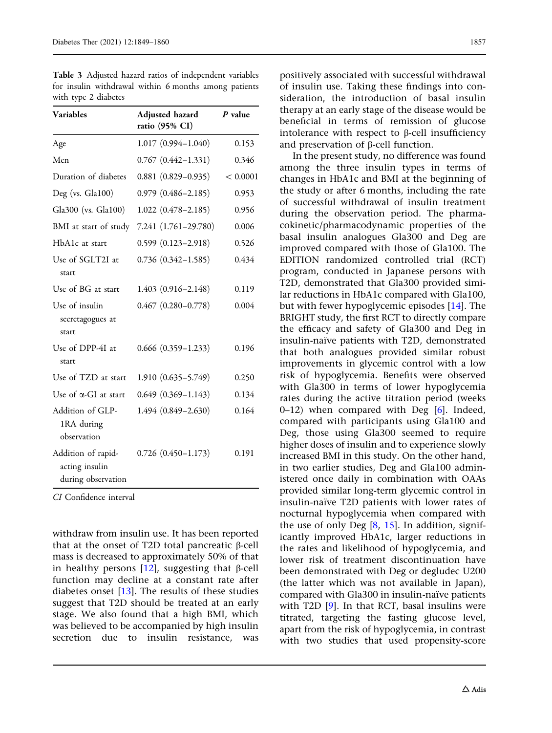**Table 3** Adjusted hazard ratios of independent variables for insulin withdrawal within 6 months among patients with type 2 diabetes

| Variables | Adjusted hazard ratio (95% CI) | *P* value |
|---|---|---|
| Age | 1.017 (0.994–1.040) | 0.153 |
| Men | 0.767 (0.442–1.331) | 0.346 |
| Duration of diabetes | 0.881 (0.829–0.935) | < 0.0001 |
| Deg (vs. Gla100) | 0.979 (0.486–2.185) | 0.953 |
| Gla300 (vs. Gla100) | 1.022 (0.478–2.185) | 0.956 |
| BMI at start of study | 7.241 (1.761–29.780) | 0.006 |
| HbA1c at start | 0.599 (0.123–2.918) | 0.526 |
| Use of SGLT2I at start | 0.736 (0.342–1.585) | 0.434 |
| Use of BG at start | 1.403 (0.916–2.148) | 0.119 |
| Use of insulin secretagogues at start | 0.467 (0.280–0.778) | 0.004 |
| Use of DPP-4I at start | 0.666 (0.359–1.233) | 0.196 |
| Use of TZD at start | 1.910 (0.635–5.749) | 0.250 |
| Use of α-GI at start | 0.649 (0.369–1.143) | 0.134 |
| Addition of GLP-1RA during observation | 1.494 (0.849–2.630) | 0.164 |
| Addition of rapid-acting insulin during observation | 0.726 (0.450–1.173) | 0.191 |

*CI* Confidence interval

withdraw from insulin use. It has been reported that at the onset of T2D total pancreatic β-cell mass is decreased to approximately 50% of that in healthy persons [12], suggesting that β-cell function may decline at a constant rate after diabetes onset [13]. The results of these studies suggest that T2D should be treated at an early stage. We also found that a high BMI, which was believed to be accompanied by high insulin secretion due to insulin resistance, was positively associated with successful withdrawal of insulin use. Taking these findings into consideration, the introduction of basal insulin therapy at an early stage of the disease would be beneficial in terms of remission of glucose intolerance with respect to β-cell insufficiency and preservation of β-cell function.

In the present study, no difference was found among the three insulin types in terms of changes in HbA1c and BMI at the beginning of the study or after 6 months, including the rate of successful withdrawal of insulin treatment during the observation period. The pharmacokinetic/pharmacodynamic properties of the basal insulin analogues Gla300 and Deg are improved compared with those of Gla100. The EDITION randomized controlled trial (RCT) program, conducted in Japanese persons with T2D, demonstrated that Gla300 provided similar reductions in HbA1c compared with Gla100, but with fewer hypoglycemic episodes [14]. The BRIGHT study, the first RCT to directly compare the efficacy and safety of Gla300 and Deg in insulin-naïve patients with T2D, demonstrated that both analogues provided similar robust improvements in glycemic control with a low risk of hypoglycemia. Benefits were observed with Gla300 in terms of lower hypoglycemia rates during the active titration period (weeks 0–12) when compared with Deg [6]. Indeed, compared with participants using Gla100 and Deg, those using Gla300 seemed to require higher doses of insulin and to experience slowly increased BMI in this study. On the other hand, in two earlier studies, Deg and Gla100 administered once daily in combination with OAAs provided similar long-term glycemic control in insulin-naïve T2D patients with lower rates of nocturnal hypoglycemia when compared with the use of only Deg [8, 15]. In addition, significantly improved HbA1c, larger reductions in the rates and likelihood of hypoglycemia, and lower risk of treatment discontinuation have been demonstrated with Deg or degludec U200 (the latter which was not available in Japan), compared with Gla300 in insulin-naïve patients with T2D [9]. In that RCT, basal insulins were titrated, targeting the fasting glucose level, apart from the risk of hypoglycemia, in contrast with two studies that used propensity-score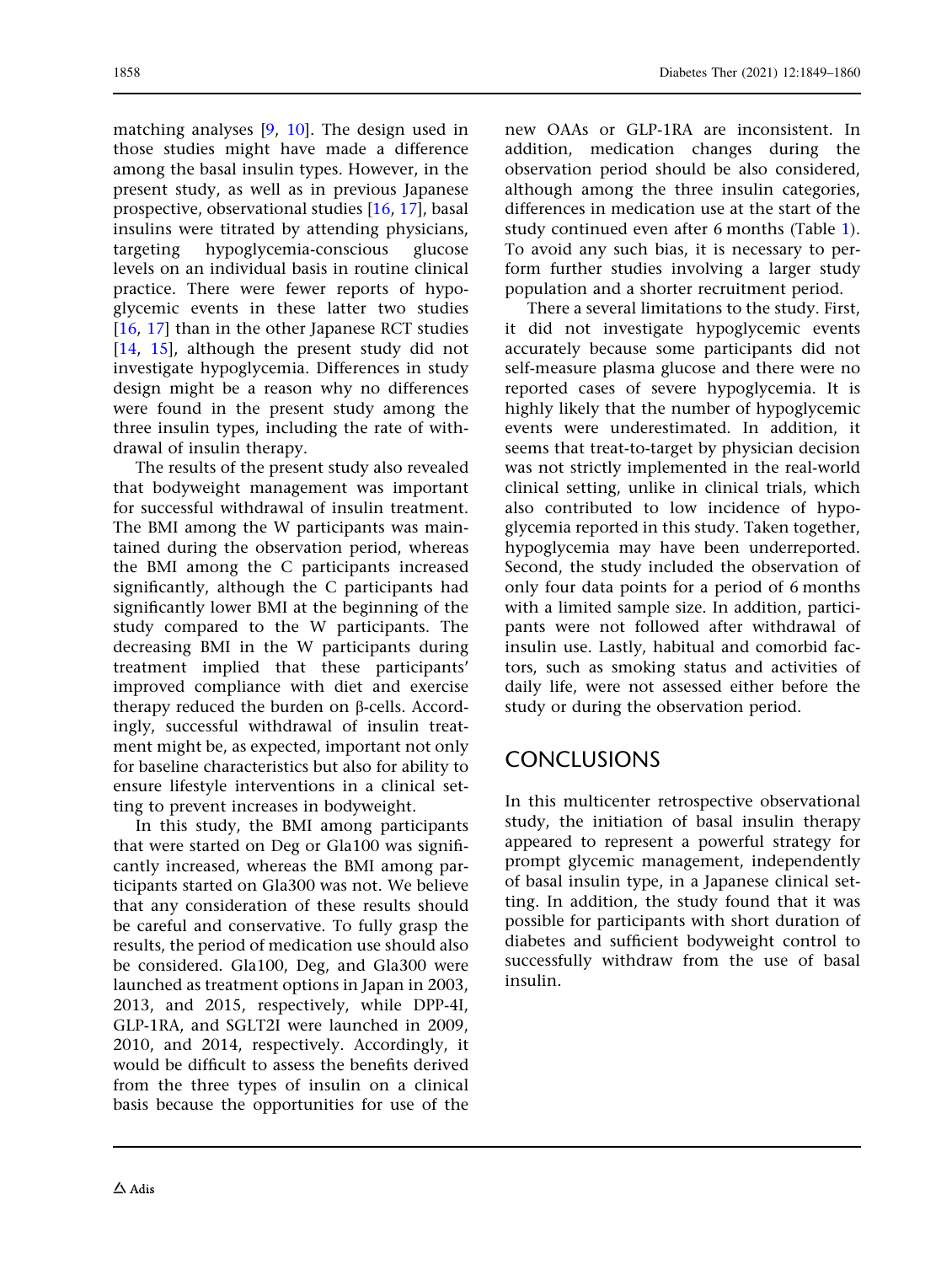matching analyses [9, 10]. The design used in those studies might have made a difference among the basal insulin types. However, in the present study, as well as in previous Japanese prospective, observational studies [16, 17], basal insulins were titrated by attending physicians, targeting hypoglycemia-conscious glucose levels on an individual basis in routine clinical practice. There were fewer reports of hypoglycemic events in these latter two studies [16, 17] than in the other Japanese RCT studies [14, 15], although the present study did not investigate hypoglycemia. Differences in study design might be a reason why no differences were found in the present study among the three insulin types, including the rate of withdrawal of insulin therapy.

The results of the present study also revealed that bodyweight management was important for successful withdrawal of insulin treatment. The BMI among the W participants was maintained during the observation period, whereas the BMI among the C participants increased significantly, although the C participants had significantly lower BMI at the beginning of the study compared to the W participants. The decreasing BMI in the W participants during treatment implied that these participants' improved compliance with diet and exercise therapy reduced the burden on β-cells. Accordingly, successful withdrawal of insulin treatment might be, as expected, important not only for baseline characteristics but also for ability to ensure lifestyle interventions in a clinical setting to prevent increases in bodyweight.

In this study, the BMI among participants that were started on Deg or Gla100 was significantly increased, whereas the BMI among participants started on Gla300 was not. We believe that any consideration of these results should be careful and conservative. To fully grasp the results, the period of medication use should also be considered. Gla100, Deg, and Gla300 were launched as treatment options in Japan in 2003, 2013, and 2015, respectively, while DPP-4I, GLP-1RA, and SGLT2I were launched in 2009, 2010, and 2014, respectively. Accordingly, it would be difficult to assess the benefits derived from the three types of insulin on a clinical basis because the opportunities for use of the new OAAs or GLP-1RA are inconsistent. In addition, medication changes during the observation period should be also considered, although among the three insulin categories, differences in medication use at the start of the study continued even after 6 months (Table 1). To avoid any such bias, it is necessary to perform further studies involving a larger study population and a shorter recruitment period.

There a several limitations to the study. First, it did not investigate hypoglycemic events accurately because some participants did not self-measure plasma glucose and there were no reported cases of severe hypoglycemia. It is highly likely that the number of hypoglycemic events were underestimated. In addition, it seems that treat-to-target by physician decision was not strictly implemented in the real-world clinical setting, unlike in clinical trials, which also contributed to low incidence of hypoglycemia reported in this study. Taken together, hypoglycemia may have been underreported. Second, the study included the observation of only four data points for a period of 6 months with a limited sample size. In addition, participants were not followed after withdrawal of insulin use. Lastly, habitual and comorbid factors, such as smoking status and activities of daily life, were not assessed either before the study or during the observation period.

## CONCLUSIONS

In this multicenter retrospective observational study, the initiation of basal insulin therapy appeared to represent a powerful strategy for prompt glycemic management, independently of basal insulin type, in a Japanese clinical setting. In addition, the study found that it was possible for participants with short duration of diabetes and sufficient bodyweight control to successfully withdraw from the use of basal insulin.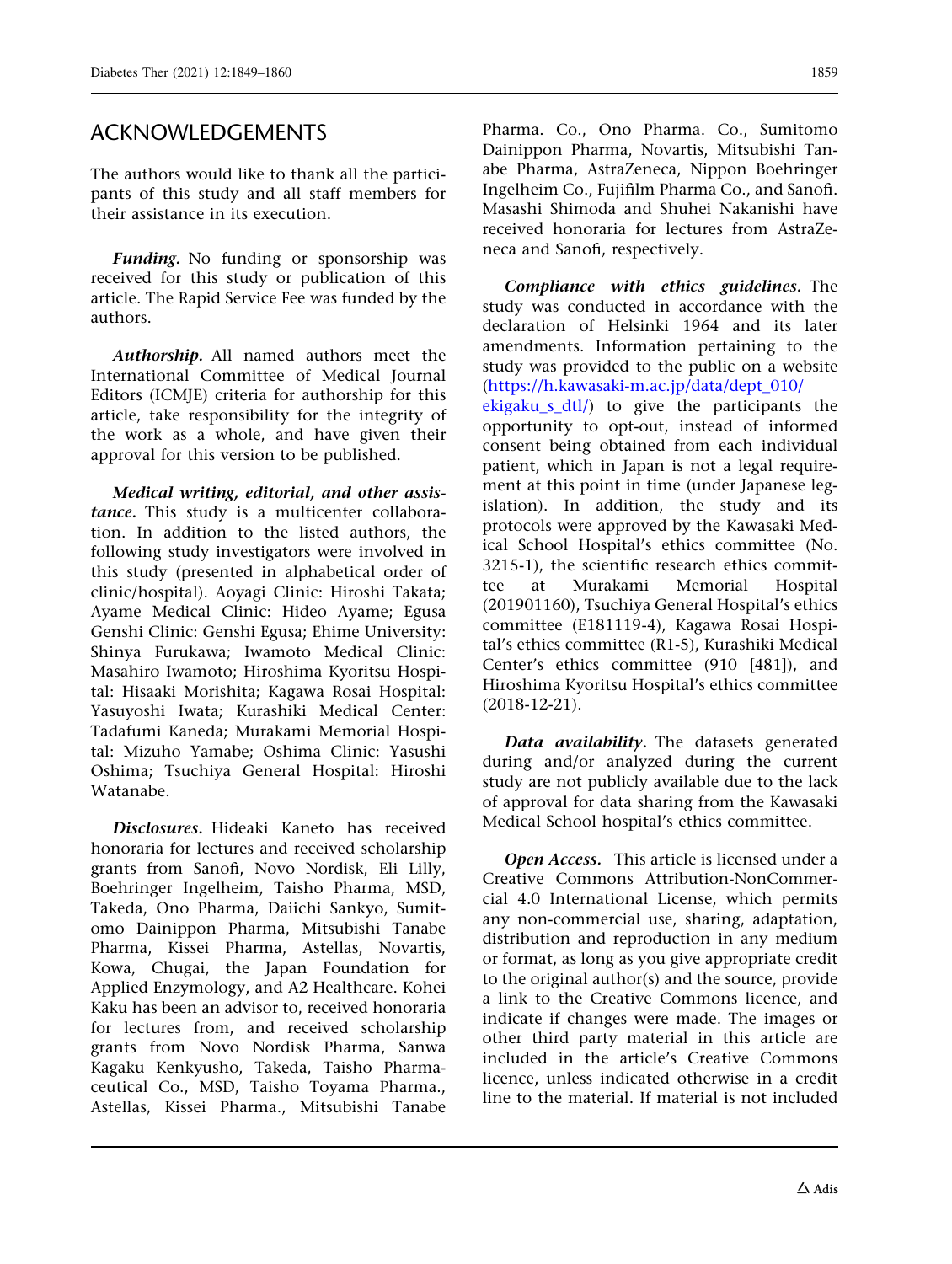## ACKNOWLEDGEMENTS

The authors would like to thank all the participants of this study and all staff members for their assistance in its execution.

***Funding.*** No funding or sponsorship was received for this study or publication of this article. The Rapid Service Fee was funded by the authors.

***Authorship.*** All named authors meet the International Committee of Medical Journal Editors (ICMJE) criteria for authorship for this article, take responsibility for the integrity of the work as a whole, and have given their approval for this version to be published.

***Medical writing, editorial, and other assistance.*** This study is a multicenter collaboration. In addition to the listed authors, the following study investigators were involved in this study (presented in alphabetical order of clinic/hospital). Aoyagi Clinic: Hiroshi Takata; Ayame Medical Clinic: Hideo Ayame; Egusa Genshi Clinic: Genshi Egusa; Ehime University: Shinya Furukawa; Iwamoto Medical Clinic: Masahiro Iwamoto; Hiroshima Kyoritsu Hospital: Hisaaki Morishita; Kagawa Rosai Hospital: Yasuyoshi Iwata; Kurashiki Medical Center: Tadafumi Kaneda; Murakami Memorial Hospital: Mizuho Yamabe; Oshima Clinic: Yasushi Oshima; Tsuchiya General Hospital: Hiroshi Watanabe.

***Disclosures.*** Hideaki Kaneto has received honoraria for lectures and received scholarship grants from Sanofi, Novo Nordisk, Eli Lilly, Boehringer Ingelheim, Taisho Pharma, MSD, Takeda, Ono Pharma, Daiichi Sankyo, Sumitomo Dainippon Pharma, Mitsubishi Tanabe Pharma, Kissei Pharma, Astellas, Novartis, Kowa, Chugai, the Japan Foundation for Applied Enzymology, and A2 Healthcare. Kohei Kaku has been an advisor to, received honoraria for lectures from, and received scholarship grants from Novo Nordisk Pharma, Sanwa Kagaku Kenkyusho, Takeda, Taisho Pharmaceutical Co., MSD, Taisho Toyama Pharma., Astellas, Kissei Pharma., Mitsubishi Tanabe Pharma. Co., Ono Pharma. Co., Sumitomo Dainippon Pharma, Novartis, Mitsubishi Tanabe Pharma, AstraZeneca, Nippon Boehringer Ingelheim Co., Fujifilm Pharma Co., and Sanofi. Masashi Shimoda and Shuhei Nakanishi have received honoraria for lectures from AstraZeneca and Sanofi, respectively.

***Compliance with ethics guidelines.*** The study was conducted in accordance with the declaration of Helsinki 1964 and its later amendments. Information pertaining to the study was provided to the public on a website (https://h.kawasaki-m.ac.jp/data/dept_010/ekigaku_s_dtl/) to give the participants the opportunity to opt-out, instead of informed consent being obtained from each individual patient, which in Japan is not a legal requirement at this point in time (under Japanese legislation). In addition, the study and its protocols were approved by the Kawasaki Medical School Hospital's ethics committee (No. 3215-1), the scientific research ethics committee at Murakami Memorial Hospital (201901160), Tsuchiya General Hospital's ethics committee (E181119-4), Kagawa Rosai Hospital's ethics committee (R1-5), Kurashiki Medical Center's ethics committee (910 [481]), and Hiroshima Kyoritsu Hospital's ethics committee (2018-12-21).

***Data availability.*** The datasets generated during and/or analyzed during the current study are not publicly available due to the lack of approval for data sharing from the Kawasaki Medical School hospital's ethics committee.

***Open Access.*** This article is licensed under a Creative Commons Attribution-NonCommercial 4.0 International License, which permits any non-commercial use, sharing, adaptation, distribution and reproduction in any medium or format, as long as you give appropriate credit to the original author(s) and the source, provide a link to the Creative Commons licence, and indicate if changes were made. The images or other third party material in this article are included in the article's Creative Commons licence, unless indicated otherwise in a credit line to the material. If material is not included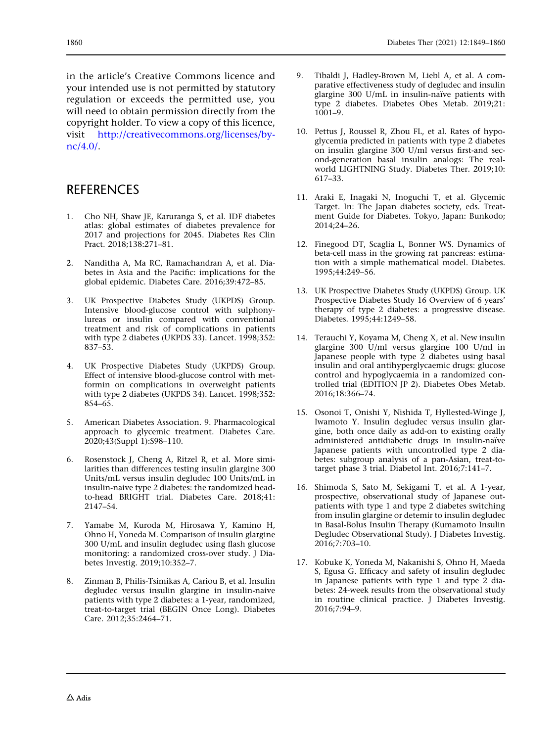in the article's Creative Commons licence and your intended use is not permitted by statutory regulation or exceeds the permitted use, you will need to obtain permission directly from the copyright holder. To view a copy of this licence, visit http://creativecommons.org/licenses/by-nc/4.0/.

## REFERENCES

1. Cho NH, Shaw JE, Karuranga S, et al. IDF diabetes atlas: global estimates of diabetes prevalence for 2017 and projections for 2045. Diabetes Res Clin Pract. 2018;138:271–81.
2. Nanditha A, Ma RC, Ramachandran A, et al. Diabetes in Asia and the Pacific: implications for the global epidemic. Diabetes Care. 2016;39:472–85.
3. UK Prospective Diabetes Study (UKPDS) Group. Intensive blood-glucose control with sulphonylureas or insulin compared with conventional treatment and risk of complications in patients with type 2 diabetes (UKPDS 33). Lancet. 1998;352:837–53.
4. UK Prospective Diabetes Study (UKPDS) Group. Effect of intensive blood-glucose control with metformin on complications in overweight patients with type 2 diabetes (UKPDS 34). Lancet. 1998;352:854–65.
5. American Diabetes Association. 9. Pharmacological approach to glycemic treatment. Diabetes Care. 2020;43(Suppl 1):S98–110.
6. Rosenstock J, Cheng A, Ritzel R, et al. More similarities than differences testing insulin glargine 300 Units/mL versus insulin degludec 100 Units/mL in insulin-naive type 2 diabetes: the randomized head-to-head BRIGHT trial. Diabetes Care. 2018;41:2147–54.
7. Yamabe M, Kuroda M, Hirosawa Y, Kamino H, Ohno H, Yoneda M. Comparison of insulin glargine 300 U/mL and insulin degludec using flash glucose monitoring: a randomized cross-over study. J Diabetes Investig. 2019;10:352–7.
8. Zinman B, Philis-Tsimikas A, Cariou B, et al. Insulin degludec versus insulin glargine in insulin-naive patients with type 2 diabetes: a 1-year, randomized, treat-to-target trial (BEGIN Once Long). Diabetes Care. 2012;35:2464–71.
9. Tibaldi J, Hadley-Brown M, Liebl A, et al. A comparative effectiveness study of degludec and insulin glargine 300 U/mL in insulin-naïve patients with type 2 diabetes. Diabetes Obes Metab. 2019;21:1001–9.
10. Pettus J, Roussel R, Zhou FL, et al. Rates of hypoglycemia predicted in patients with type 2 diabetes on insulin glargine 300 U/ml versus first-and second-generation basal insulin analogs: The real-world LIGHTNING Study. Diabetes Ther. 2019;10:617–33.
11. Araki E, Inagaki N, Inoguchi T, et al. Glycemic Target. In: The Japan diabetes society, eds. Treatment Guide for Diabetes. Tokyo, Japan: Bunkodo; 2014;24–26.
12. Finegood DT, Scaglia L, Bonner WS. Dynamics of beta-cell mass in the growing rat pancreas: estimation with a simple mathematical model. Diabetes. 1995;44:249–56.
13. UK Prospective Diabetes Study (UKPDS) Group. UK Prospective Diabetes Study 16 Overview of 6 years' therapy of type 2 diabetes: a progressive disease. Diabetes. 1995;44:1249–58.
14. Terauchi Y, Koyama M, Cheng X, et al. New insulin glargine 300 U/ml versus glargine 100 U/ml in Japanese people with type 2 diabetes using basal insulin and oral antihyperglycaemic drugs: glucose control and hypoglycaemia in a randomized controlled trial (EDITION JP 2). Diabetes Obes Metab. 2016;18:366–74.
15. Osonoi T, Onishi Y, Nishida T, Hyllested-Winge J, Iwamoto Y. Insulin degludec versus insulin glargine, both once daily as add-on to existing orally administered antidiabetic drugs in insulin-naïve Japanese patients with uncontrolled type 2 diabetes: subgroup analysis of a pan-Asian, treat-to-target phase 3 trial. Diabetol Int. 2016;7:141–7.
16. Shimoda S, Sato M, Sekigami T, et al. A 1-year, prospective, observational study of Japanese outpatients with type 1 and type 2 diabetes switching from insulin glargine or detemir to insulin degludec in Basal-Bolus Insulin Therapy (Kumamoto Insulin Degludec Observational Study). J Diabetes Investig. 2016;7:703–10.
17. Kobuke K, Yoneda M, Nakanishi S, Ohno H, Maeda S, Egusa G. Efficacy and safety of insulin degludec in Japanese patients with type 1 and type 2 diabetes: 24-week results from the observational study in routine clinical practice. J Diabetes Investig. 2016;7:94–9.